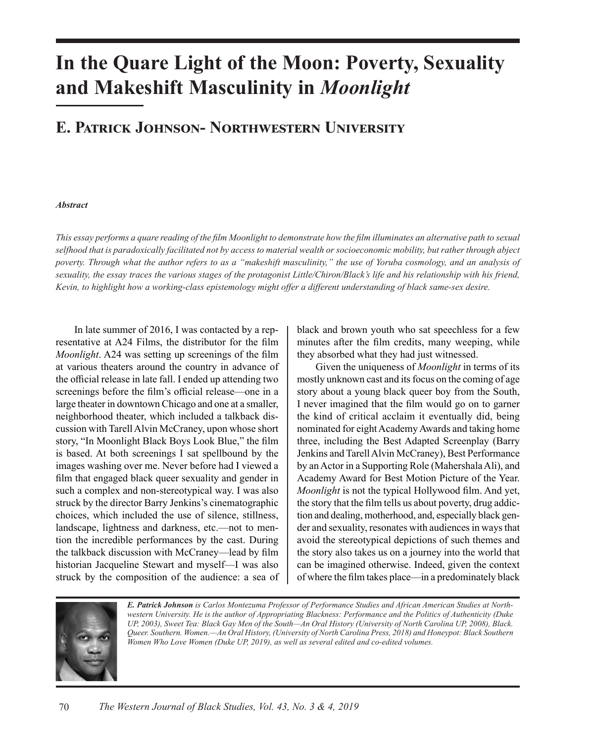# In the Quare Light of the Moon: Poverty, Sexuality and Makeshift Masculinity in *Moonlight*

## E. Patrick Johnson- Northwestern University

***Abstract***

*This essay performs a quare reading of the film Moonlight to demonstrate how the film illuminates an alternative path to sexual selfhood that is paradoxically facilitated not by access to material wealth or socioeconomic mobility, but rather through abject poverty. Through what the author refers to as a "makeshift masculinity," the use of Yoruba cosmology, and an analysis of sexuality, the essay traces the various stages of the protagonist Little/Chiron/Black's life and his relationship with his friend, Kevin, to highlight how a working-class epistemology might offer a different understanding of black same-sex desire.*

In late summer of 2016, I was contacted by a representative at A24 Films, the distributor for the film *Moonlight*. A24 was setting up screenings of the film at various theaters around the country in advance of the official release in late fall. I ended up attending two screenings before the film's official release—one in a large theater in downtown Chicago and one at a smaller, neighborhood theater, which included a talkback discussion with Tarell Alvin McCraney, upon whose short story, "In Moonlight Black Boys Look Blue," the film is based. At both screenings I sat spellbound by the images washing over me. Never before had I viewed a film that engaged black queer sexuality and gender in such a complex and non-stereotypical way. I was also struck by the director Barry Jenkins's cinematographic choices, which included the use of silence, stillness, landscape, lightness and darkness, etc.—not to mention the incredible performances by the cast. During the talkback discussion with McCraney—lead by film historian Jacqueline Stewart and myself—I was also struck by the composition of the audience: a sea of black and brown youth who sat speechless for a few minutes after the film credits, many weeping, while they absorbed what they had just witnessed.

Given the uniqueness of *Moonlight* in terms of its mostly unknown cast and its focus on the coming of age story about a young black queer boy from the South, I never imagined that the film would go on to garner the kind of critical acclaim it eventually did, being nominated for eight Academy Awards and taking home three, including the Best Adapted Screenplay (Barry Jenkins and Tarell Alvin McCraney), Best Performance by an Actor in a Supporting Role (Mahershala Ali), and Academy Award for Best Motion Picture of the Year. *Moonlight* is not the typical Hollywood film. And yet, the story that the film tells us about poverty, drug addiction and dealing, motherhood, and, especially black gender and sexuality, resonates with audiences in ways that avoid the stereotypical depictions of such themes and the story also takes us on a journey into the world that can be imagined otherwise. Indeed, given the context of where the film takes place—in a predominately black

***E. Patrick Johnson** is Carlos Montezuma Professor of Performance Studies and African American Studies at Northwestern University. He is the author of Appropriating Blackness: Performance and the Politics of Authenticity (Duke UP, 2003), Sweet Tea: Black Gay Men of the South—An Oral History (University of North Carolina UP, 2008), Black. Queer. Southern. Women.—An Oral History, (University of North Carolina Press, 2018) and Honeypot: Black Southern Women Who Love Women (Duke UP, 2019), as well as several edited and co-edited volumes.*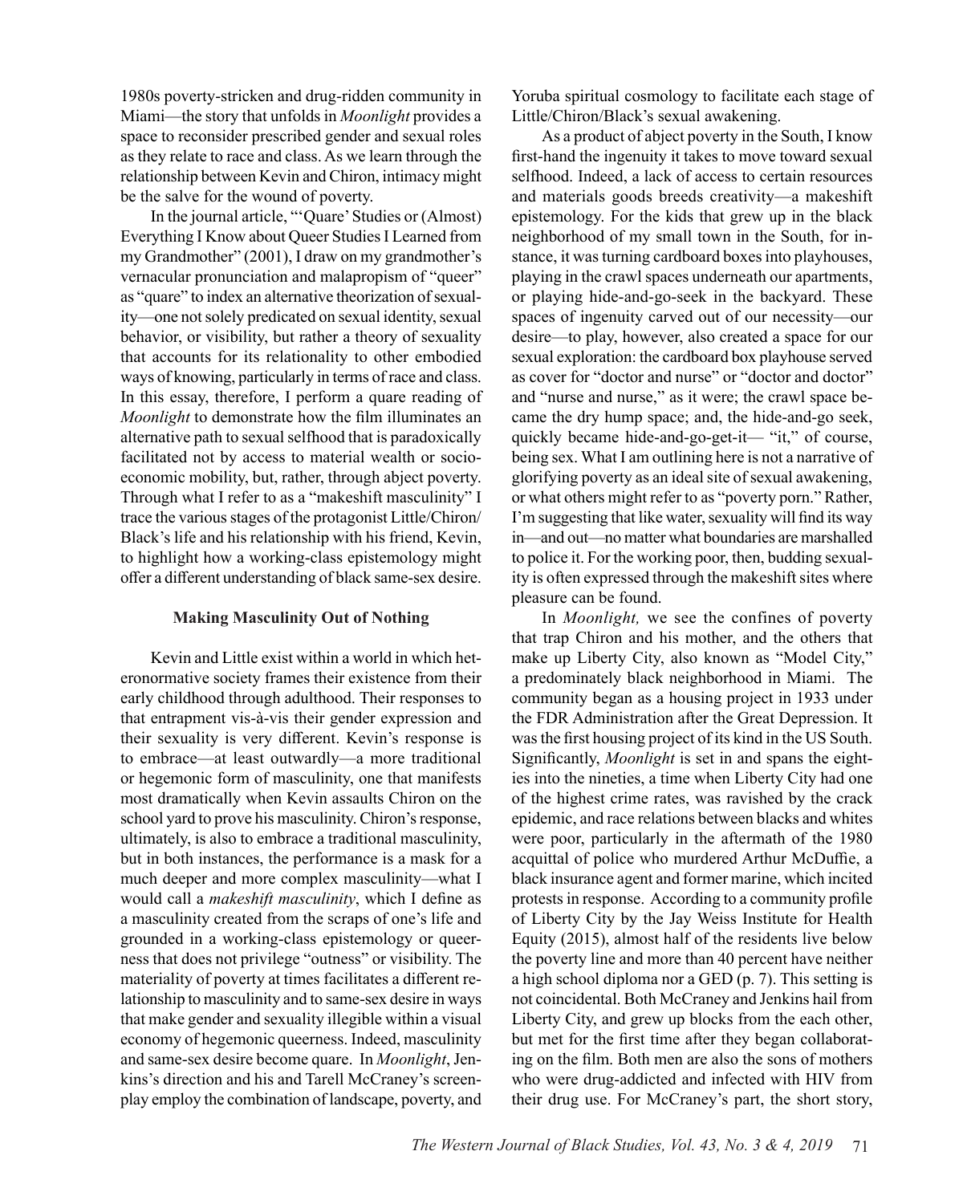1980s poverty-stricken and drug-ridden community in Miami—the story that unfolds in *Moonlight* provides a space to reconsider prescribed gender and sexual roles as they relate to race and class. As we learn through the relationship between Kevin and Chiron, intimacy might be the salve for the wound of poverty.

In the journal article, "'Quare' Studies or (Almost) Everything I Know about Queer Studies I Learned from my Grandmother" (2001), I draw on my grandmother's vernacular pronunciation and malapropism of "queer" as "quare" to index an alternative theorization of sexuality—one not solely predicated on sexual identity, sexual behavior, or visibility, but rather a theory of sexuality that accounts for its relationality to other embodied ways of knowing, particularly in terms of race and class. In this essay, therefore, I perform a quare reading of *Moonlight* to demonstrate how the film illuminates an alternative path to sexual selfhood that is paradoxically facilitated not by access to material wealth or socioeconomic mobility, but, rather, through abject poverty. Through what I refer to as a "makeshift masculinity" I trace the various stages of the protagonist Little/Chiron/Black's life and his relationship with his friend, Kevin, to highlight how a working-class epistemology might offer a different understanding of black same-sex desire.

### Making Masculinity Out of Nothing

Kevin and Little exist within a world in which heteronormative society frames their existence from their early childhood through adulthood. Their responses to that entrapment vis-à-vis their gender expression and their sexuality is very different. Kevin's response is to embrace—at least outwardly—a more traditional or hegemonic form of masculinity, one that manifests most dramatically when Kevin assaults Chiron on the school yard to prove his masculinity. Chiron's response, ultimately, is also to embrace a traditional masculinity, but in both instances, the performance is a mask for a much deeper and more complex masculinity—what I would call a *makeshift masculinity*, which I define as a masculinity created from the scraps of one's life and grounded in a working-class epistemology or queerness that does not privilege "outness" or visibility. The materiality of poverty at times facilitates a different relationship to masculinity and to same-sex desire in ways that make gender and sexuality illegible within a visual economy of hegemonic queerness. Indeed, masculinity and same-sex desire become quare. In *Moonlight*, Jenkins's direction and his and Tarell McCraney's screenplay employ the combination of landscape, poverty, and Yoruba spiritual cosmology to facilitate each stage of Little/Chiron/Black's sexual awakening.

As a product of abject poverty in the South, I know first-hand the ingenuity it takes to move toward sexual selfhood. Indeed, a lack of access to certain resources and materials goods breeds creativity—a makeshift epistemology. For the kids that grew up in the black neighborhood of my small town in the South, for instance, it was turning cardboard boxes into playhouses, playing in the crawl spaces underneath our apartments, or playing hide-and-go-seek in the backyard. These spaces of ingenuity carved out of our necessity—our desire—to play, however, also created a space for our sexual exploration: the cardboard box playhouse served as cover for "doctor and nurse" or "doctor and doctor" and "nurse and nurse," as it were; the crawl space became the dry hump space; and, the hide-and-go seek, quickly became hide-and-go-get-it— "it," of course, being sex. What I am outlining here is not a narrative of glorifying poverty as an ideal site of sexual awakening, or what others might refer to as "poverty porn." Rather, I'm suggesting that like water, sexuality will find its way in—and out—no matter what boundaries are marshalled to police it. For the working poor, then, budding sexuality is often expressed through the makeshift sites where pleasure can be found.

In *Moonlight,* we see the confines of poverty that trap Chiron and his mother, and the others that make up Liberty City, also known as "Model City," a predominately black neighborhood in Miami. The community began as a housing project in 1933 under the FDR Administration after the Great Depression. It was the first housing project of its kind in the US South. Significantly, *Moonlight* is set in and spans the eighties into the nineties, a time when Liberty City had one of the highest crime rates, was ravished by the crack epidemic, and race relations between blacks and whites were poor, particularly in the aftermath of the 1980 acquittal of police who murdered Arthur McDuffie, a black insurance agent and former marine, which incited protests in response. According to a community profile of Liberty City by the Jay Weiss Institute for Health Equity (2015), almost half of the residents live below the poverty line and more than 40 percent have neither a high school diploma nor a GED (p. 7). This setting is not coincidental. Both McCraney and Jenkins hail from Liberty City, and grew up blocks from the each other, but met for the first time after they began collaborating on the film. Both men are also the sons of mothers who were drug-addicted and infected with HIV from their drug use. For McCraney's part, the short story,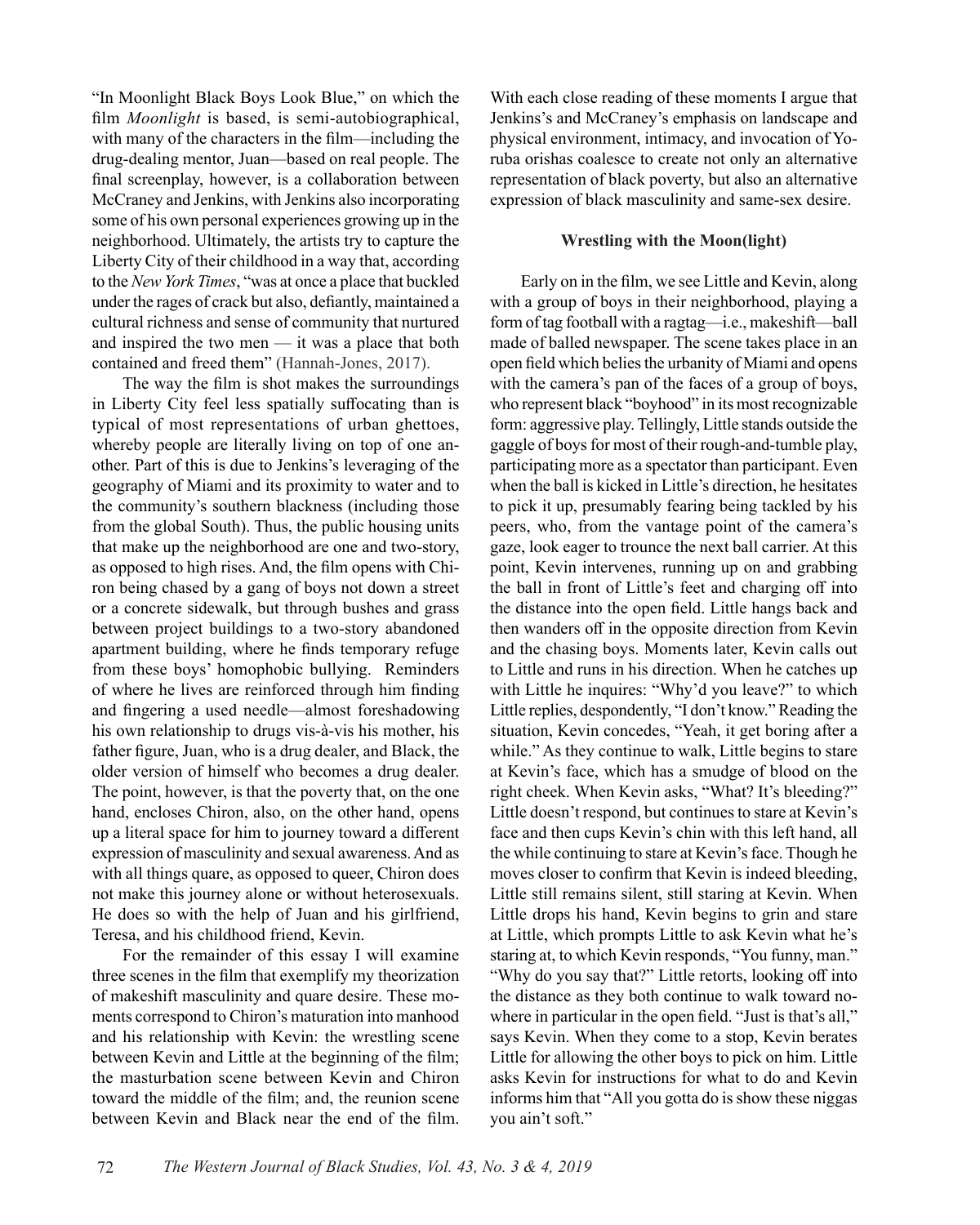"In Moonlight Black Boys Look Blue," on which the film *Moonlight* is based, is semi-autobiographical, with many of the characters in the film—including the drug-dealing mentor, Juan—based on real people. The final screenplay, however, is a collaboration between McCraney and Jenkins, with Jenkins also incorporating some of his own personal experiences growing up in the neighborhood. Ultimately, the artists try to capture the Liberty City of their childhood in a way that, according to the *New York Times*, "was at once a place that buckled under the rages of crack but also, defiantly, maintained a cultural richness and sense of community that nurtured and inspired the two men — it was a place that both contained and freed them" (Hannah-Jones, 2017).

The way the film is shot makes the surroundings in Liberty City feel less spatially suffocating than is typical of most representations of urban ghettoes, whereby people are literally living on top of one another. Part of this is due to Jenkins's leveraging of the geography of Miami and its proximity to water and to the community's southern blackness (including those from the global South). Thus, the public housing units that make up the neighborhood are one and two-story, as opposed to high rises. And, the film opens with Chiron being chased by a gang of boys not down a street or a concrete sidewalk, but through bushes and grass between project buildings to a two-story abandoned apartment building, where he finds temporary refuge from these boys' homophobic bullying. Reminders of where he lives are reinforced through him finding and fingering a used needle—almost foreshadowing his own relationship to drugs vis-à-vis his mother, his father figure, Juan, who is a drug dealer, and Black, the older version of himself who becomes a drug dealer. The point, however, is that the poverty that, on the one hand, encloses Chiron, also, on the other hand, opens up a literal space for him to journey toward a different expression of masculinity and sexual awareness. And as with all things quare, as opposed to queer, Chiron does not make this journey alone or without heterosexuals. He does so with the help of Juan and his girlfriend, Teresa, and his childhood friend, Kevin.

For the remainder of this essay I will examine three scenes in the film that exemplify my theorization of makeshift masculinity and quare desire. These moments correspond to Chiron's maturation into manhood and his relationship with Kevin: the wrestling scene between Kevin and Little at the beginning of the film; the masturbation scene between Kevin and Chiron toward the middle of the film; and, the reunion scene between Kevin and Black near the end of the film. With each close reading of these moments I argue that Jenkins's and McCraney's emphasis on landscape and physical environment, intimacy, and invocation of Yoruba orishas coalesce to create not only an alternative representation of black poverty, but also an alternative expression of black masculinity and same-sex desire.

## Wrestling with the Moon(light)

Early on in the film, we see Little and Kevin, along with a group of boys in their neighborhood, playing a form of tag football with a ragtag—i.e., makeshift—ball made of balled newspaper. The scene takes place in an open field which belies the urbanity of Miami and opens with the camera's pan of the faces of a group of boys, who represent black "boyhood" in its most recognizable form: aggressive play. Tellingly, Little stands outside the gaggle of boys for most of their rough-and-tumble play, participating more as a spectator than participant. Even when the ball is kicked in Little's direction, he hesitates to pick it up, presumably fearing being tackled by his peers, who, from the vantage point of the camera's gaze, look eager to trounce the next ball carrier. At this point, Kevin intervenes, running up on and grabbing the ball in front of Little's feet and charging off into the distance into the open field. Little hangs back and then wanders off in the opposite direction from Kevin and the chasing boys. Moments later, Kevin calls out to Little and runs in his direction. When he catches up with Little he inquires: "Why'd you leave?" to which Little replies, despondently, "I don't know." Reading the situation, Kevin concedes, "Yeah, it get boring after a while." As they continue to walk, Little begins to stare at Kevin's face, which has a smudge of blood on the right cheek. When Kevin asks, "What? It's bleeding?" Little doesn't respond, but continues to stare at Kevin's face and then cups Kevin's chin with this left hand, all the while continuing to stare at Kevin's face. Though he moves closer to confirm that Kevin is indeed bleeding, Little still remains silent, still staring at Kevin. When Little drops his hand, Kevin begins to grin and stare at Little, which prompts Little to ask Kevin what he's staring at, to which Kevin responds, "You funny, man." "Why do you say that?" Little retorts, looking off into the distance as they both continue to walk toward nowhere in particular in the open field. "Just is that's all," says Kevin. When they come to a stop, Kevin berates Little for allowing the other boys to pick on him. Little asks Kevin for instructions for what to do and Kevin informs him that "All you gotta do is show these niggas you ain't soft."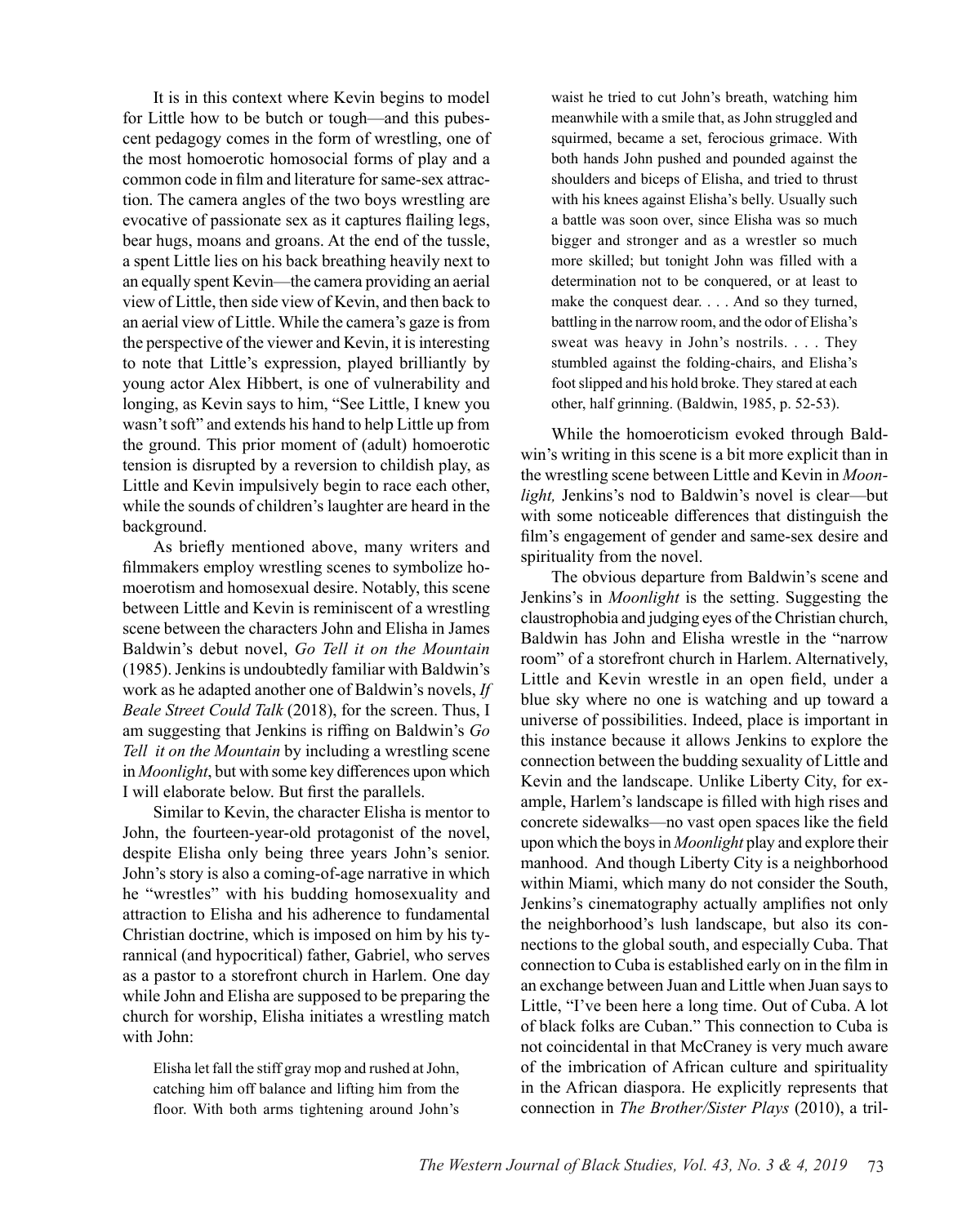It is in this context where Kevin begins to model for Little how to be butch or tough—and this pubescent pedagogy comes in the form of wrestling, one of the most homoerotic homosocial forms of play and a common code in film and literature for same-sex attraction. The camera angles of the two boys wrestling are evocative of passionate sex as it captures flailing legs, bear hugs, moans and groans. At the end of the tussle, a spent Little lies on his back breathing heavily next to an equally spent Kevin—the camera providing an aerial view of Little, then side view of Kevin, and then back to an aerial view of Little. While the camera's gaze is from the perspective of the viewer and Kevin, it is interesting to note that Little's expression, played brilliantly by young actor Alex Hibbert, is one of vulnerability and longing, as Kevin says to him, "See Little, I knew you wasn't soft" and extends his hand to help Little up from the ground. This prior moment of (adult) homoerotic tension is disrupted by a reversion to childish play, as Little and Kevin impulsively begin to race each other, while the sounds of children's laughter are heard in the background.

As briefly mentioned above, many writers and filmmakers employ wrestling scenes to symbolize homoerotism and homosexual desire. Notably, this scene between Little and Kevin is reminiscent of a wrestling scene between the characters John and Elisha in James Baldwin's debut novel, *Go Tell it on the Mountain* (1985). Jenkins is undoubtedly familiar with Baldwin's work as he adapted another one of Baldwin's novels, *If Beale Street Could Talk* (2018), for the screen. Thus, I am suggesting that Jenkins is riffing on Baldwin's *Go Tell it on the Mountain* by including a wrestling scene in *Moonlight*, but with some key differences upon which I will elaborate below. But first the parallels.

Similar to Kevin, the character Elisha is mentor to John, the fourteen-year-old protagonist of the novel, despite Elisha only being three years John's senior. John's story is also a coming-of-age narrative in which he "wrestles" with his budding homosexuality and attraction to Elisha and his adherence to fundamental Christian doctrine, which is imposed on him by his tyrannical (and hypocritical) father, Gabriel, who serves as a pastor to a storefront church in Harlem. One day while John and Elisha are supposed to be preparing the church for worship, Elisha initiates a wrestling match with John:

> Elisha let fall the stiff gray mop and rushed at John, catching him off balance and lifting him from the floor. With both arms tightening around John's waist he tried to cut John's breath, watching him meanwhile with a smile that, as John struggled and squirmed, became a set, ferocious grimace. With both hands John pushed and pounded against the shoulders and biceps of Elisha, and tried to thrust with his knees against Elisha's belly. Usually such a battle was soon over, since Elisha was so much bigger and stronger and as a wrestler so much more skilled; but tonight John was filled with a determination not to be conquered, or at least to make the conquest dear. . . . And so they turned, battling in the narrow room, and the odor of Elisha's sweat was heavy in John's nostrils. . . . They stumbled against the folding-chairs, and Elisha's foot slipped and his hold broke. They stared at each other, half grinning. (Baldwin, 1985, p. 52-53).

While the homoeroticism evoked through Baldwin's writing in this scene is a bit more explicit than in the wrestling scene between Little and Kevin in *Moonlight,* Jenkins's nod to Baldwin's novel is clear—but with some noticeable differences that distinguish the film's engagement of gender and same-sex desire and spirituality from the novel.

The obvious departure from Baldwin's scene and Jenkins's in *Moonlight* is the setting. Suggesting the claustrophobia and judging eyes of the Christian church, Baldwin has John and Elisha wrestle in the "narrow room" of a storefront church in Harlem. Alternatively, Little and Kevin wrestle in an open field, under a blue sky where no one is watching and up toward a universe of possibilities. Indeed, place is important in this instance because it allows Jenkins to explore the connection between the budding sexuality of Little and Kevin and the landscape. Unlike Liberty City, for example, Harlem's landscape is filled with high rises and concrete sidewalks—no vast open spaces like the field upon which the boys in *Moonlight* play and explore their manhood. And though Liberty City is a neighborhood within Miami, which many do not consider the South, Jenkins's cinematography actually amplifies not only the neighborhood's lush landscape, but also its connections to the global south, and especially Cuba. That connection to Cuba is established early on in the film in an exchange between Juan and Little when Juan says to Little, "I've been here a long time. Out of Cuba. A lot of black folks are Cuban." This connection to Cuba is not coincidental in that McCraney is very much aware of the imbrication of African culture and spirituality in the African diaspora. He explicitly represents that connection in *The Brother/Sister Plays* (2010), a tril-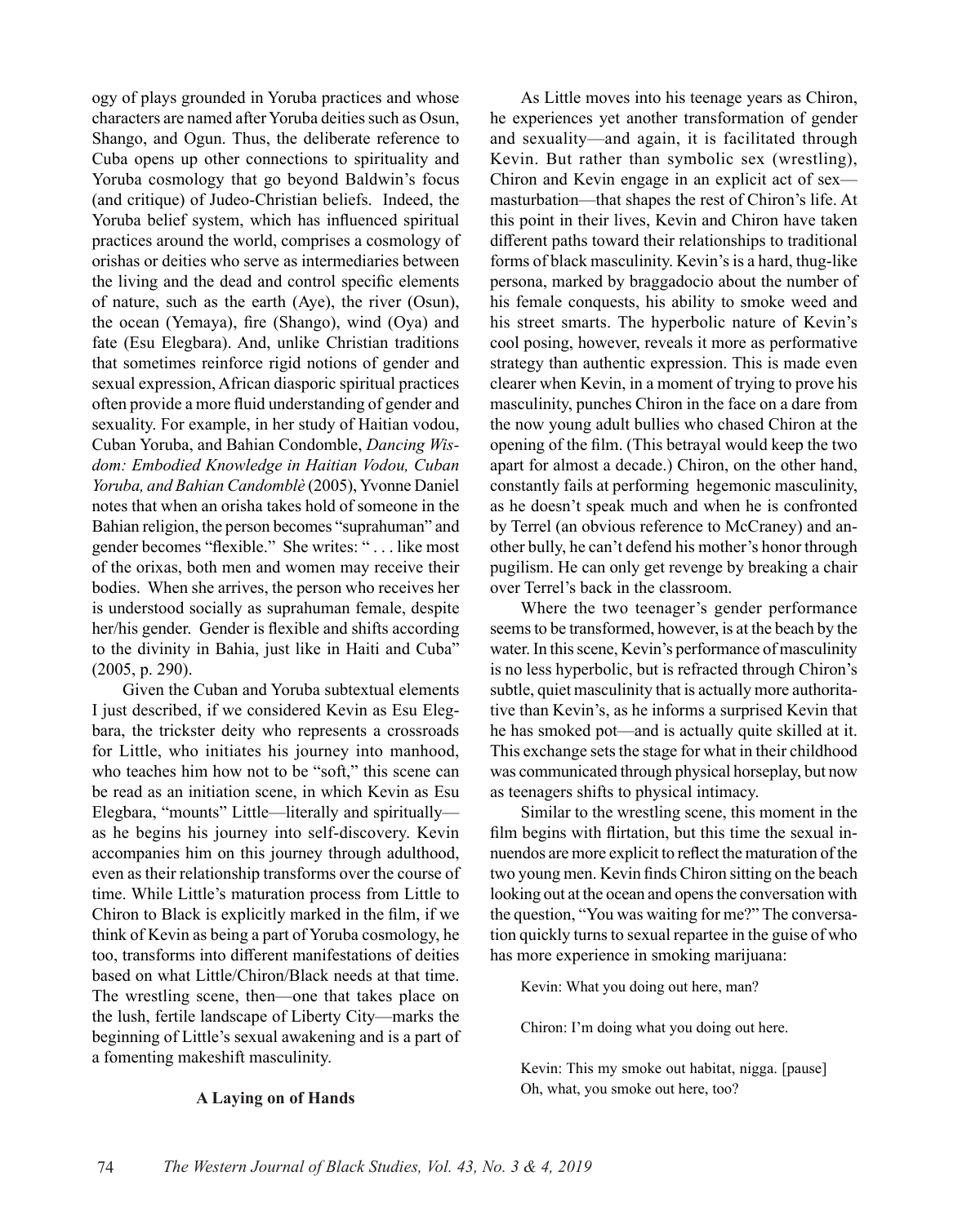ogy of plays grounded in Yoruba practices and whose characters are named after Yoruba deities such as Osun, Shango, and Ogun. Thus, the deliberate reference to Cuba opens up other connections to spirituality and Yoruba cosmology that go beyond Baldwin's focus (and critique) of Judeo-Christian beliefs. Indeed, the Yoruba belief system, which has influenced spiritual practices around the world, comprises a cosmology of orishas or deities who serve as intermediaries between the living and the dead and control specific elements of nature, such as the earth (Aye), the river (Osun), the ocean (Yemaya), fire (Shango), wind (Oya) and fate (Esu Elegbara). And, unlike Christian traditions that sometimes reinforce rigid notions of gender and sexual expression, African diasporic spiritual practices often provide a more fluid understanding of gender and sexuality. For example, in her study of Haitian vodou, Cuban Yoruba, and Bahian Condomble, *Dancing Wisdom: Embodied Knowledge in Haitian Vodou, Cuban Yoruba, and Bahian Candomblè* (2005), Yvonne Daniel notes that when an orisha takes hold of someone in the Bahian religion, the person becomes "suprahuman" and gender becomes "flexible." She writes: " . . . like most of the orixas, both men and women may receive their bodies. When she arrives, the person who receives her is understood socially as suprahuman female, despite her/his gender. Gender is flexible and shifts according to the divinity in Bahia, just like in Haiti and Cuba" (2005, p. 290).

Given the Cuban and Yoruba subtextual elements I just described, if we considered Kevin as Esu Elegbara, the trickster deity who represents a crossroads for Little, who initiates his journey into manhood, who teaches him how not to be "soft," this scene can be read as an initiation scene, in which Kevin as Esu Elegbara, "mounts" Little—literally and spiritually—as he begins his journey into self-discovery. Kevin accompanies him on this journey through adulthood, even as their relationship transforms over the course of time. While Little's maturation process from Little to Chiron to Black is explicitly marked in the film, if we think of Kevin as being a part of Yoruba cosmology, he too, transforms into different manifestations of deities based on what Little/Chiron/Black needs at that time. The wrestling scene, then—one that takes place on the lush, fertile landscape of Liberty City—marks the beginning of Little's sexual awakening and is a part of a fomenting makeshift masculinity.

**A Laying on of Hands**

As Little moves into his teenage years as Chiron, he experiences yet another transformation of gender and sexuality—and again, it is facilitated through Kevin. But rather than symbolic sex (wrestling), Chiron and Kevin engage in an explicit act of sex—masturbation—that shapes the rest of Chiron's life. At this point in their lives, Kevin and Chiron have taken different paths toward their relationships to traditional forms of black masculinity. Kevin's is a hard, thug-like persona, marked by braggadocio about the number of his female conquests, his ability to smoke weed and his street smarts. The hyperbolic nature of Kevin's cool posing, however, reveals it more as performative strategy than authentic expression. This is made even clearer when Kevin, in a moment of trying to prove his masculinity, punches Chiron in the face on a dare from the now young adult bullies who chased Chiron at the opening of the film. (This betrayal would keep the two apart for almost a decade.) Chiron, on the other hand, constantly fails at performing hegemonic masculinity, as he doesn't speak much and when he is confronted by Terrel (an obvious reference to McCraney) and another bully, he can't defend his mother's honor through pugilism. He can only get revenge by breaking a chair over Terrel's back in the classroom.

Where the two teenager's gender performance seems to be transformed, however, is at the beach by the water. In this scene, Kevin's performance of masculinity is no less hyperbolic, but is refracted through Chiron's subtle, quiet masculinity that is actually more authoritative than Kevin's, as he informs a surprised Kevin that he has smoked pot—and is actually quite skilled at it. This exchange sets the stage for what in their childhood was communicated through physical horseplay, but now as teenagers shifts to physical intimacy.

Similar to the wrestling scene, this moment in the film begins with flirtation, but this time the sexual innuendos are more explicit to reflect the maturation of the two young men. Kevin finds Chiron sitting on the beach looking out at the ocean and opens the conversation with the question, "You was waiting for me?" The conversation quickly turns to sexual repartee in the guise of who has more experience in smoking marijuana:

> Kevin: What you doing out here, man?
>
> Chiron: I'm doing what you doing out here.
>
> Kevin: This my smoke out habitat, nigga. [pause] Oh, what, you smoke out here, too?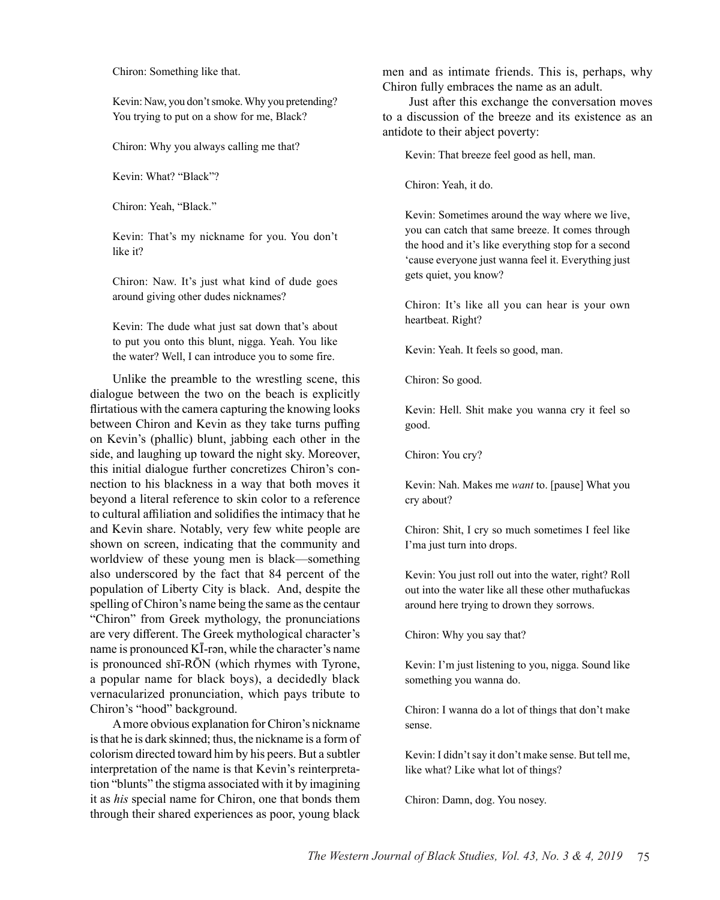> Chiron: Something like that.
>
> Kevin: Naw, you don't smoke. Why you pretending? You trying to put on a show for me, Black?
>
> Chiron: Why you always calling me that?
>
> Kevin: What? "Black"?
>
> Chiron: Yeah, "Black."
>
> Kevin: That's my nickname for you. You don't like it?
>
> Chiron: Naw. It's just what kind of dude goes around giving other dudes nicknames?
>
> Kevin: The dude what just sat down that's about to put you onto this blunt, nigga. Yeah. You like the water? Well, I can introduce you to some fire.

Unlike the preamble to the wrestling scene, this dialogue between the two on the beach is explicitly flirtatious with the camera capturing the knowing looks between Chiron and Kevin as they take turns puffing on Kevin's (phallic) blunt, jabbing each other in the side, and laughing up toward the night sky. Moreover, this initial dialogue further concretizes Chiron's connection to his blackness in a way that both moves it beyond a literal reference to skin color to a reference to cultural affiliation and solidifies the intimacy that he and Kevin share. Notably, very few white people are shown on screen, indicating that the community and worldview of these young men is black—something also underscored by the fact that 84 percent of the population of Liberty City is black. And, despite the spelling of Chiron's name being the same as the centaur "Chiron" from Greek mythology, the pronunciations are very different. The Greek mythological character's name is pronounced KĪ-rən, while the character's name is pronounced shī-RŌN (which rhymes with Tyrone, a popular name for black boys), a decidedly black vernacularized pronunciation, which pays tribute to Chiron's "hood" background.

A more obvious explanation for Chiron's nickname is that he is dark skinned; thus, the nickname is a form of colorism directed toward him by his peers. But a subtler interpretation of the name is that Kevin's reinterpretation "blunts" the stigma associated with it by imagining it as *his* special name for Chiron, one that bonds them through their shared experiences as poor, young black men and as intimate friends. This is, perhaps, why Chiron fully embraces the name as an adult.

Just after this exchange the conversation moves to a discussion of the breeze and its existence as an antidote to their abject poverty:

> Kevin: That breeze feel good as hell, man.
>
> Chiron: Yeah, it do.
>
> Kevin: Sometimes around the way where we live, you can catch that same breeze. It comes through the hood and it's like everything stop for a second 'cause everyone just wanna feel it. Everything just gets quiet, you know?
>
> Chiron: It's like all you can hear is your own heartbeat. Right?
>
> Kevin: Yeah. It feels so good, man.
>
> Chiron: So good.
>
> Kevin: Hell. Shit make you wanna cry it feel so good.
>
> Chiron: You cry?
>
> Kevin: Nah. Makes me *want* to. [pause] What you cry about?
>
> Chiron: Shit, I cry so much sometimes I feel like I'ma just turn into drops.
>
> Kevin: You just roll out into the water, right? Roll out into the water like all these other muthafuckas around here trying to drown they sorrows.
>
> Chiron: Why you say that?
>
> Kevin: I'm just listening to you, nigga. Sound like something you wanna do.
>
> Chiron: I wanna do a lot of things that don't make sense.
>
> Kevin: I didn't say it don't make sense. But tell me, like what? Like what lot of things?
>
> Chiron: Damn, dog. You nosey.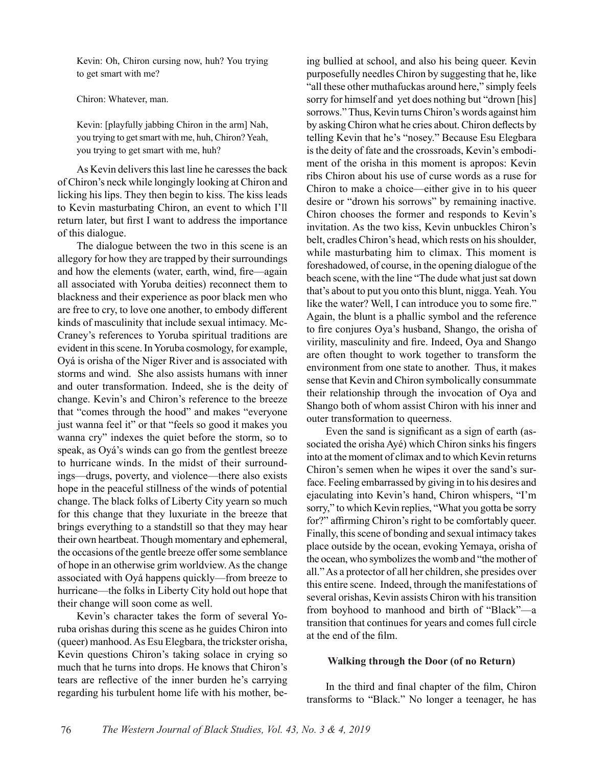Kevin: Oh, Chiron cursing now, huh? You trying to get smart with me?

Chiron: Whatever, man.

Kevin: [playfully jabbing Chiron in the arm] Nah, you trying to get smart with me, huh, Chiron? Yeah, you trying to get smart with me, huh?

As Kevin delivers this last line he caresses the back of Chiron's neck while longingly looking at Chiron and licking his lips. They then begin to kiss. The kiss leads to Kevin masturbating Chiron, an event to which I'll return later, but first I want to address the importance of this dialogue.

The dialogue between the two in this scene is an allegory for how they are trapped by their surroundings and how the elements (water, earth, wind, fire—again all associated with Yoruba deities) reconnect them to blackness and their experience as poor black men who are free to cry, to love one another, to embody different kinds of masculinity that include sexual intimacy. McCraney's references to Yoruba spiritual traditions are evident in this scene. In Yoruba cosmology, for example, Oyá is orisha of the Niger River and is associated with storms and wind. She also assists humans with inner and outer transformation. Indeed, she is the deity of change. Kevin's and Chiron's reference to the breeze that "comes through the hood" and makes "everyone just wanna feel it" or that "feels so good it makes you wanna cry" indexes the quiet before the storm, so to speak, as Oyá's winds can go from the gentlest breeze to hurricane winds. In the midst of their surroundings—drugs, poverty, and violence—there also exists hope in the peaceful stillness of the winds of potential change. The black folks of Liberty City yearn so much for this change that they luxuriate in the breeze that brings everything to a standstill so that they may hear their own heartbeat. Though momentary and ephemeral, the occasions of the gentle breeze offer some semblance of hope in an otherwise grim worldview. As the change associated with Oyá happens quickly—from breeze to hurricane—the folks in Liberty City hold out hope that their change will soon come as well.

Kevin's character takes the form of several Yoruba orishas during this scene as he guides Chiron into (queer) manhood. As Esu Elegbara, the trickster orisha, Kevin questions Chiron's taking solace in crying so much that he turns into drops. He knows that Chiron's tears are reflective of the inner burden he's carrying regarding his turbulent home life with his mother, being bullied at school, and also his being queer. Kevin purposefully needles Chiron by suggesting that he, like "all these other muthafuckas around here," simply feels sorry for himself and yet does nothing but "drown [his] sorrows." Thus, Kevin turns Chiron's words against him by asking Chiron what he cries about. Chiron deflects by telling Kevin that he's "nosey." Because Esu Elegbara is the deity of fate and the crossroads, Kevin's embodiment of the orisha in this moment is apropos: Kevin ribs Chiron about his use of curse words as a ruse for Chiron to make a choice—either give in to his queer desire or "drown his sorrows" by remaining inactive. Chiron chooses the former and responds to Kevin's invitation. As the two kiss, Kevin unbuckles Chiron's belt, cradles Chiron's head, which rests on his shoulder, while masturbating him to climax. This moment is foreshadowed, of course, in the opening dialogue of the beach scene, with the line "The dude what just sat down that's about to put you onto this blunt, nigga. Yeah. You like the water? Well, I can introduce you to some fire." Again, the blunt is a phallic symbol and the reference to fire conjures Oya's husband, Shango, the orisha of virility, masculinity and fire. Indeed, Oya and Shango are often thought to work together to transform the environment from one state to another. Thus, it makes sense that Kevin and Chiron symbolically consummate their relationship through the invocation of Oya and Shango both of whom assist Chiron with his inner and outer transformation to queerness.

Even the sand is significant as a sign of earth (associated the orisha Ayé) which Chiron sinks his fingers into at the moment of climax and to which Kevin returns Chiron's semen when he wipes it over the sand's surface. Feeling embarrassed by giving in to his desires and ejaculating into Kevin's hand, Chiron whispers, "I'm sorry," to which Kevin replies, "What you gotta be sorry for?" affirming Chiron's right to be comfortably queer. Finally, this scene of bonding and sexual intimacy takes place outside by the ocean, evoking Yemaya, orisha of the ocean, who symbolizes the womb and "the mother of all." As a protector of all her children, she presides over this entire scene. Indeed, through the manifestations of several orishas, Kevin assists Chiron with his transition from boyhood to manhood and birth of "Black"—a transition that continues for years and comes full circle at the end of the film.

### Walking through the Door (of no Return)

In the third and final chapter of the film, Chiron transforms to "Black." No longer a teenager, he has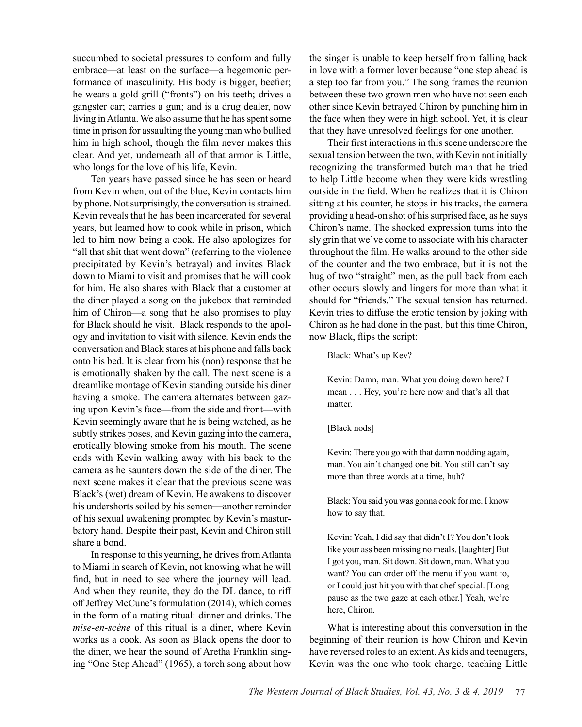succumbed to societal pressures to conform and fully embrace—at least on the surface—a hegemonic performance of masculinity. His body is bigger, beefier; he wears a gold grill ("fronts") on his teeth; drives a gangster car; carries a gun; and is a drug dealer, now living in Atlanta. We also assume that he has spent some time in prison for assaulting the young man who bullied him in high school, though the film never makes this clear. And yet, underneath all of that armor is Little, who longs for the love of his life, Kevin.

Ten years have passed since he has seen or heard from Kevin when, out of the blue, Kevin contacts him by phone. Not surprisingly, the conversation is strained. Kevin reveals that he has been incarcerated for several years, but learned how to cook while in prison, which led to him now being a cook. He also apologizes for "all that shit that went down" (referring to the violence precipitated by Kevin's betrayal) and invites Black down to Miami to visit and promises that he will cook for him. He also shares with Black that a customer at the diner played a song on the jukebox that reminded him of Chiron—a song that he also promises to play for Black should he visit. Black responds to the apology and invitation to visit with silence. Kevin ends the conversation and Black stares at his phone and falls back onto his bed. It is clear from his (non) response that he is emotionally shaken by the call. The next scene is a dreamlike montage of Kevin standing outside his diner having a smoke. The camera alternates between gazing upon Kevin's face—from the side and front—with Kevin seemingly aware that he is being watched, as he subtly strikes poses, and Kevin gazing into the camera, erotically blowing smoke from his mouth. The scene ends with Kevin walking away with his back to the camera as he saunters down the side of the diner. The next scene makes it clear that the previous scene was Black's (wet) dream of Kevin. He awakens to discover his undershorts soiled by his semen—another reminder of his sexual awakening prompted by Kevin's masturbatory hand. Despite their past, Kevin and Chiron still share a bond.

In response to this yearning, he drives from Atlanta to Miami in search of Kevin, not knowing what he will find, but in need to see where the journey will lead. And when they reunite, they do the DL dance, to riff off Jeffrey McCune's formulation (2014), which comes in the form of a mating ritual: dinner and drinks. The *mise-en-scène* of this ritual is a diner, where Kevin works as a cook. As soon as Black opens the door to the diner, we hear the sound of Aretha Franklin singing "One Step Ahead" (1965), a torch song about how the singer is unable to keep herself from falling back in love with a former lover because "one step ahead is a step too far from you." The song frames the reunion between these two grown men who have not seen each other since Kevin betrayed Chiron by punching him in the face when they were in high school. Yet, it is clear that they have unresolved feelings for one another.

Their first interactions in this scene underscore the sexual tension between the two, with Kevin not initially recognizing the transformed butch man that he tried to help Little become when they were kids wrestling outside in the field. When he realizes that it is Chiron sitting at his counter, he stops in his tracks, the camera providing a head-on shot of his surprised face, as he says Chiron's name. The shocked expression turns into the sly grin that we've come to associate with his character throughout the film. He walks around to the other side of the counter and the two embrace, but it is not the hug of two "straight" men, as the pull back from each other occurs slowly and lingers for more than what it should for "friends." The sexual tension has returned. Kevin tries to diffuse the erotic tension by joking with Chiron as he had done in the past, but this time Chiron, now Black, flips the script:

> Black: What's up Kev?
>
> Kevin: Damn, man. What you doing down here? I mean . . . Hey, you're here now and that's all that matter.
>
> [Black nods]
>
> Kevin: There you go with that damn nodding again, man. You ain't changed one bit. You still can't say more than three words at a time, huh?
>
> Black: You said you was gonna cook for me. I know how to say that.
>
> Kevin: Yeah, I did say that didn't I? You don't look like your ass been missing no meals. [laughter] But I got you, man. Sit down. Sit down, man. What you want? You can order off the menu if you want to, or I could just hit you with that chef special. [Long pause as the two gaze at each other.] Yeah, we're here, Chiron.

What is interesting about this conversation in the beginning of their reunion is how Chiron and Kevin have reversed roles to an extent. As kids and teenagers, Kevin was the one who took charge, teaching Little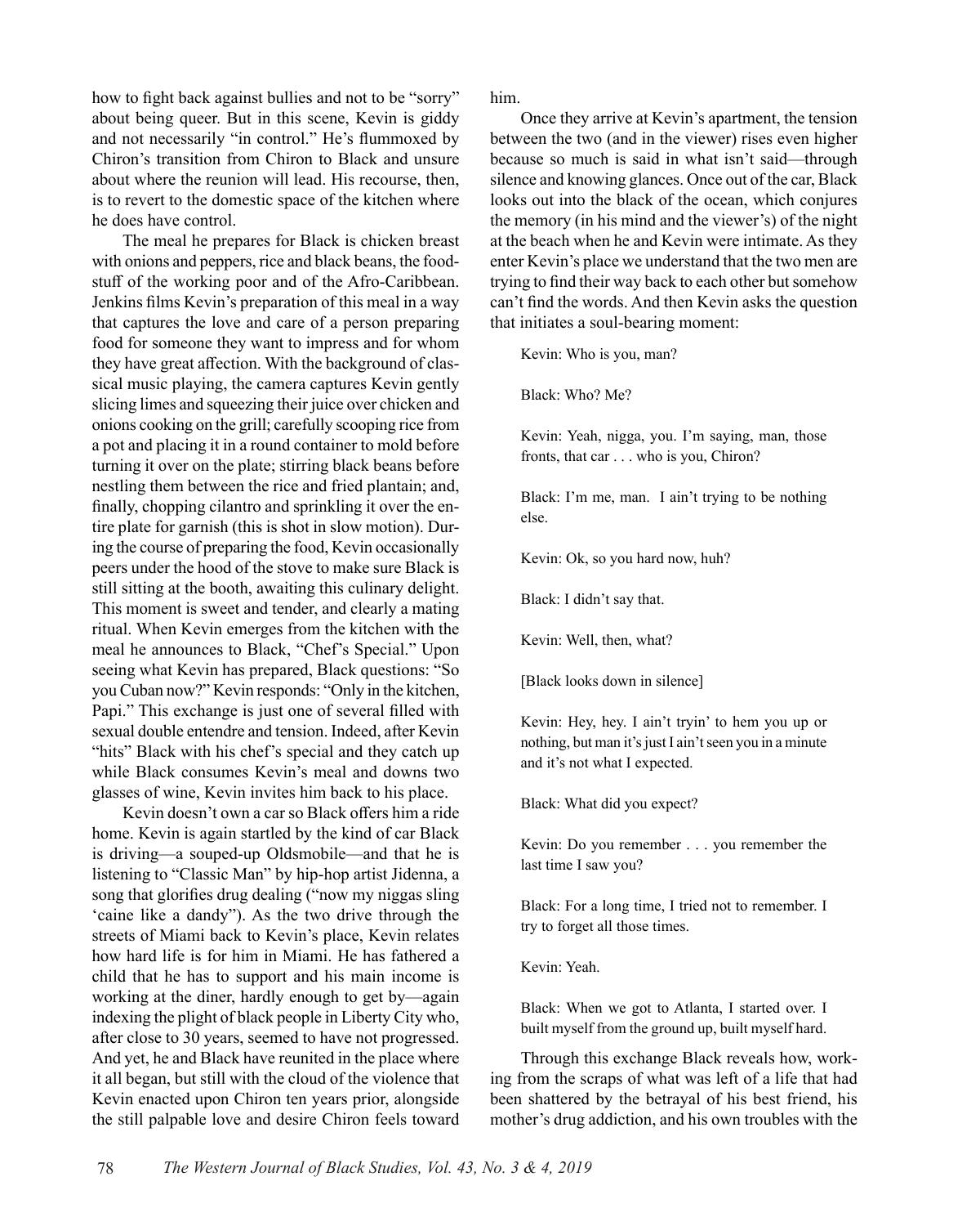how to fight back against bullies and not to be "sorry" about being queer. But in this scene, Kevin is giddy and not necessarily "in control." He's flummoxed by Chiron's transition from Chiron to Black and unsure about where the reunion will lead. His recourse, then, is to revert to the domestic space of the kitchen where he does have control.

The meal he prepares for Black is chicken breast with onions and peppers, rice and black beans, the foodstuff of the working poor and of the Afro-Caribbean. Jenkins films Kevin's preparation of this meal in a way that captures the love and care of a person preparing food for someone they want to impress and for whom they have great affection. With the background of classical music playing, the camera captures Kevin gently slicing limes and squeezing their juice over chicken and onions cooking on the grill; carefully scooping rice from a pot and placing it in a round container to mold before turning it over on the plate; stirring black beans before nestling them between the rice and fried plantain; and, finally, chopping cilantro and sprinkling it over the entire plate for garnish (this is shot in slow motion). During the course of preparing the food, Kevin occasionally peers under the hood of the stove to make sure Black is still sitting at the booth, awaiting this culinary delight. This moment is sweet and tender, and clearly a mating ritual. When Kevin emerges from the kitchen with the meal he announces to Black, "Chef's Special." Upon seeing what Kevin has prepared, Black questions: "So you Cuban now?" Kevin responds: "Only in the kitchen, Papi." This exchange is just one of several filled with sexual double entendre and tension. Indeed, after Kevin "hits" Black with his chef's special and they catch up while Black consumes Kevin's meal and downs two glasses of wine, Kevin invites him back to his place.

Kevin doesn't own a car so Black offers him a ride home. Kevin is again startled by the kind of car Black is driving—a souped-up Oldsmobile—and that he is listening to "Classic Man" by hip-hop artist Jidenna, a song that glorifies drug dealing ("now my niggas sling 'caine like a dandy"). As the two drive through the streets of Miami back to Kevin's place, Kevin relates how hard life is for him in Miami. He has fathered a child that he has to support and his main income is working at the diner, hardly enough to get by—again indexing the plight of black people in Liberty City who, after close to 30 years, seemed to have not progressed. And yet, he and Black have reunited in the place where it all began, but still with the cloud of the violence that Kevin enacted upon Chiron ten years prior, alongside the still palpable love and desire Chiron feels toward him.

Once they arrive at Kevin's apartment, the tension between the two (and in the viewer) rises even higher because so much is said in what isn't said—through silence and knowing glances. Once out of the car, Black looks out into the black of the ocean, which conjures the memory (in his mind and the viewer's) of the night at the beach when he and Kevin were intimate. As they enter Kevin's place we understand that the two men are trying to find their way back to each other but somehow can't find the words. And then Kevin asks the question that initiates a soul-bearing moment:

> Kevin: Who is you, man?
>
> Black: Who? Me?
>
> Kevin: Yeah, nigga, you. I'm saying, man, those fronts, that car . . . who is you, Chiron?
>
> Black: I'm me, man. I ain't trying to be nothing else.
>
> Kevin: Ok, so you hard now, huh?
>
> Black: I didn't say that.
>
> Kevin: Well, then, what?
>
> [Black looks down in silence]
>
> Kevin: Hey, hey. I ain't tryin' to hem you up or nothing, but man it's just I ain't seen you in a minute and it's not what I expected.
>
> Black: What did you expect?
>
> Kevin: Do you remember . . . you remember the last time I saw you?
>
> Black: For a long time, I tried not to remember. I try to forget all those times.
>
> Kevin: Yeah.
>
> Black: When we got to Atlanta, I started over. I built myself from the ground up, built myself hard.

Through this exchange Black reveals how, working from the scraps of what was left of a life that had been shattered by the betrayal of his best friend, his mother's drug addiction, and his own troubles with the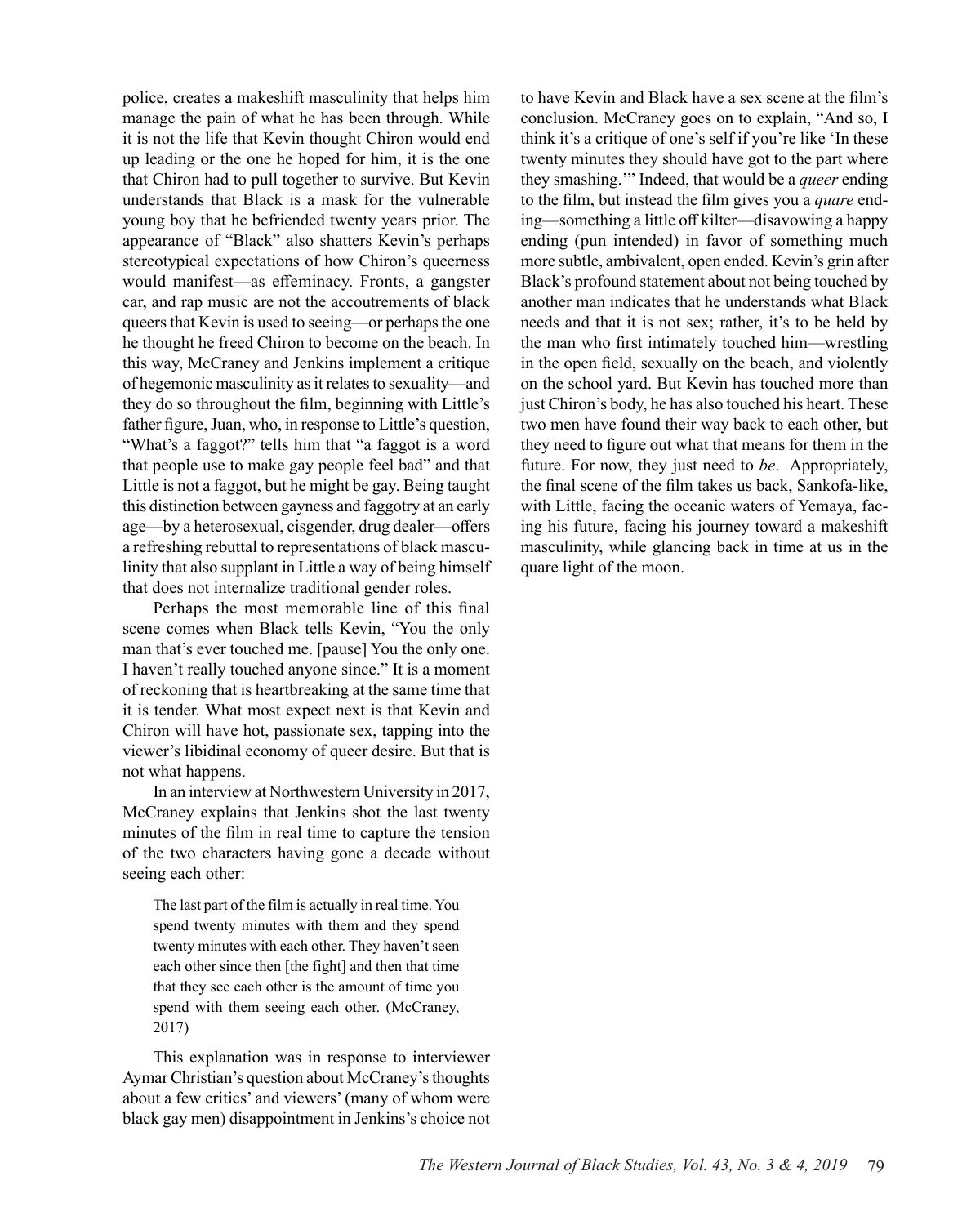police, creates a makeshift masculinity that helps him manage the pain of what he has been through. While it is not the life that Kevin thought Chiron would end up leading or the one he hoped for him, it is the one that Chiron had to pull together to survive. But Kevin understands that Black is a mask for the vulnerable young boy that he befriended twenty years prior. The appearance of "Black" also shatters Kevin's perhaps stereotypical expectations of how Chiron's queerness would manifest—as effeminacy. Fronts, a gangster car, and rap music are not the accoutrements of black queers that Kevin is used to seeing—or perhaps the one he thought he freed Chiron to become on the beach. In this way, McCraney and Jenkins implement a critique of hegemonic masculinity as it relates to sexuality—and they do so throughout the film, beginning with Little's father figure, Juan, who, in response to Little's question, "What's a faggot?" tells him that "a faggot is a word that people use to make gay people feel bad" and that Little is not a faggot, but he might be gay. Being taught this distinction between gayness and faggotry at an early age—by a heterosexual, cisgender, drug dealer—offers a refreshing rebuttal to representations of black masculinity that also supplant in Little a way of being himself that does not internalize traditional gender roles.

Perhaps the most memorable line of this final scene comes when Black tells Kevin, "You the only man that's ever touched me. [pause] You the only one. I haven't really touched anyone since." It is a moment of reckoning that is heartbreaking at the same time that it is tender. What most expect next is that Kevin and Chiron will have hot, passionate sex, tapping into the viewer's libidinal economy of queer desire. But that is not what happens.

In an interview at Northwestern University in 2017, McCraney explains that Jenkins shot the last twenty minutes of the film in real time to capture the tension of the two characters having gone a decade without seeing each other:

> The last part of the film is actually in real time. You spend twenty minutes with them and they spend twenty minutes with each other. They haven't seen each other since then [the fight] and then that time that they see each other is the amount of time you spend with them seeing each other. (McCraney, 2017)

This explanation was in response to interviewer Aymar Christian's question about McCraney's thoughts about a few critics' and viewers' (many of whom were black gay men) disappointment in Jenkins's choice not to have Kevin and Black have a sex scene at the film's conclusion. McCraney goes on to explain, "And so, I think it's a critique of one's self if you're like 'In these twenty minutes they should have got to the part where they smashing.'" Indeed, that would be a *queer* ending to the film, but instead the film gives you a *quare* ending—something a little off kilter—disavowing a happy ending (pun intended) in favor of something much more subtle, ambivalent, open ended. Kevin's grin after Black's profound statement about not being touched by another man indicates that he understands what Black needs and that it is not sex; rather, it's to be held by the man who first intimately touched him—wrestling in the open field, sexually on the beach, and violently on the school yard. But Kevin has touched more than just Chiron's body, he has also touched his heart. These two men have found their way back to each other, but they need to figure out what that means for them in the future. For now, they just need to *be*. Appropriately, the final scene of the film takes us back, Sankofa-like, with Little, facing the oceanic waters of Yemaya, facing his future, facing his journey toward a makeshift masculinity, while glancing back in time at us in the quare light of the moon.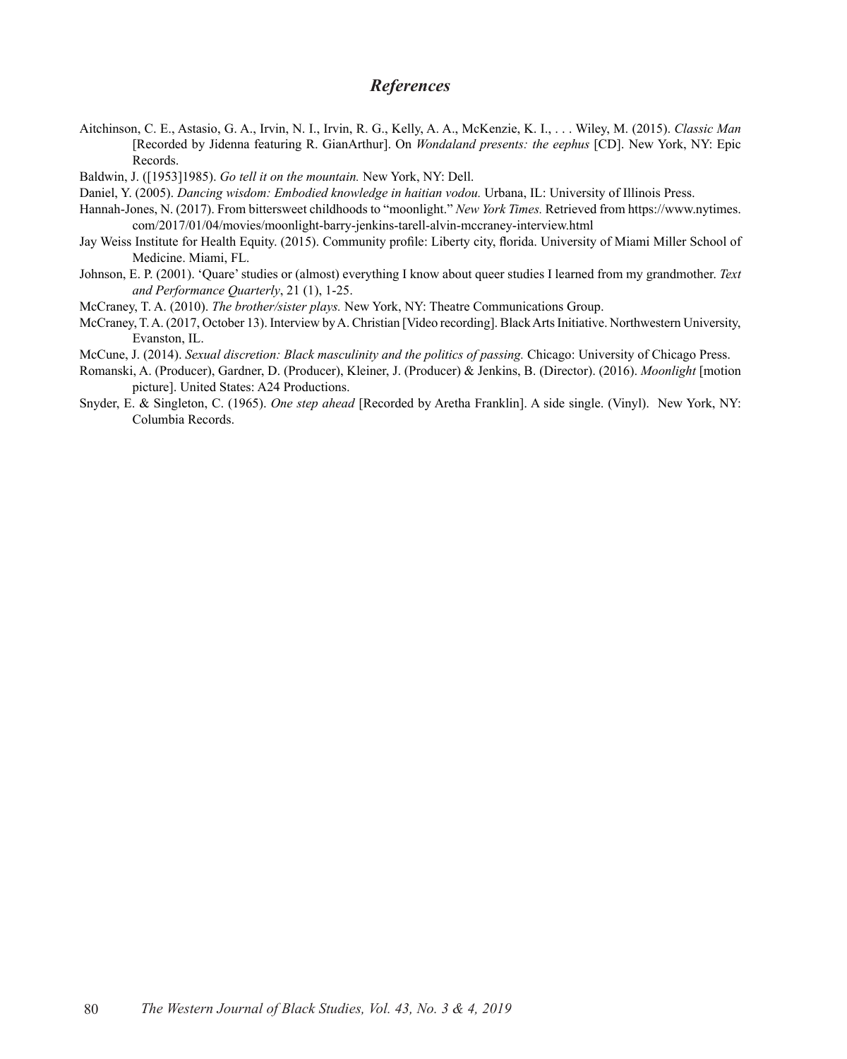## *References*

Aitchinson, C. E., Astasio, G. A., Irvin, N. I., Irvin, R. G., Kelly, A. A., McKenzie, K. I., . . . Wiley, M. (2015). *Classic Man* [Recorded by Jidenna featuring R. GianArthur]. On *Wondaland presents: the eephus* [CD]. New York, NY: Epic Records.

Baldwin, J. ([1953]1985). *Go tell it on the mountain.* New York, NY: Dell.

Daniel, Y. (2005). *Dancing wisdom: Embodied knowledge in haitian vodou.* Urbana, IL: University of Illinois Press.

Hannah-Jones, N. (2017). From bittersweet childhoods to "moonlight." *New York Times.* Retrieved from https://www.nytimes.com/2017/01/04/movies/moonlight-barry-jenkins-tarell-alvin-mccraney-interview.html

Jay Weiss Institute for Health Equity. (2015). Community profile: Liberty city, florida. University of Miami Miller School of Medicine. Miami, FL.

Johnson, E. P. (2001). 'Quare' studies or (almost) everything I know about queer studies I learned from my grandmother. *Text and Performance Quarterly*, 21 (1), 1-25.

McCraney, T. A. (2010). *The brother/sister plays.* New York, NY: Theatre Communications Group.

McCraney, T. A. (2017, October 13). Interview by A. Christian [Video recording]. Black Arts Initiative. Northwestern University, Evanston, IL.

McCune, J. (2014). *Sexual discretion: Black masculinity and the politics of passing.* Chicago: University of Chicago Press.

Romanski, A. (Producer), Gardner, D. (Producer), Kleiner, J. (Producer) & Jenkins, B. (Director). (2016). *Moonlight* [motion picture]. United States: A24 Productions.

Snyder, E. & Singleton, C. (1965). *One step ahead* [Recorded by Aretha Franklin]. A side single. (Vinyl). New York, NY: Columbia Records.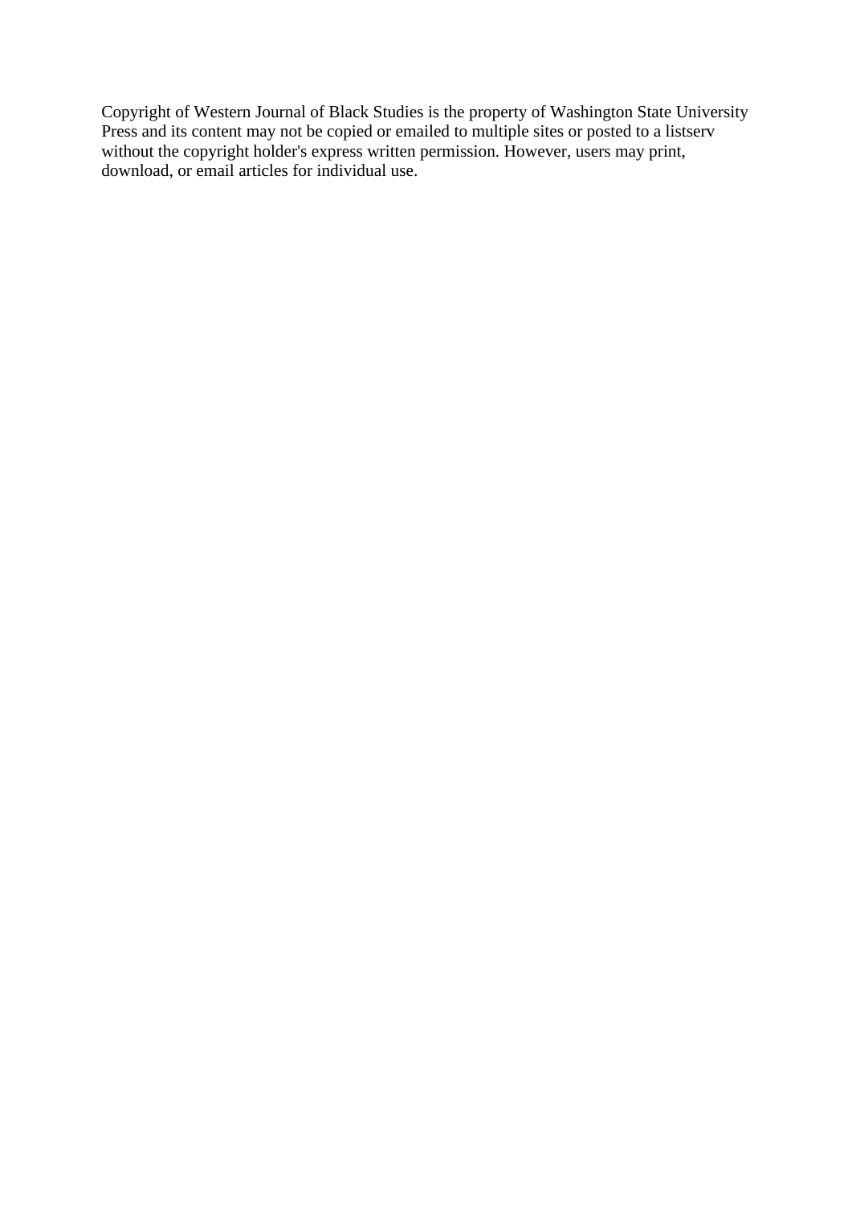Copyright of Western Journal of Black Studies is the property of Washington State University Press and its content may not be copied or emailed to multiple sites or posted to a listserv without the copyright holder's express written permission. However, users may print, download, or email articles for individual use.